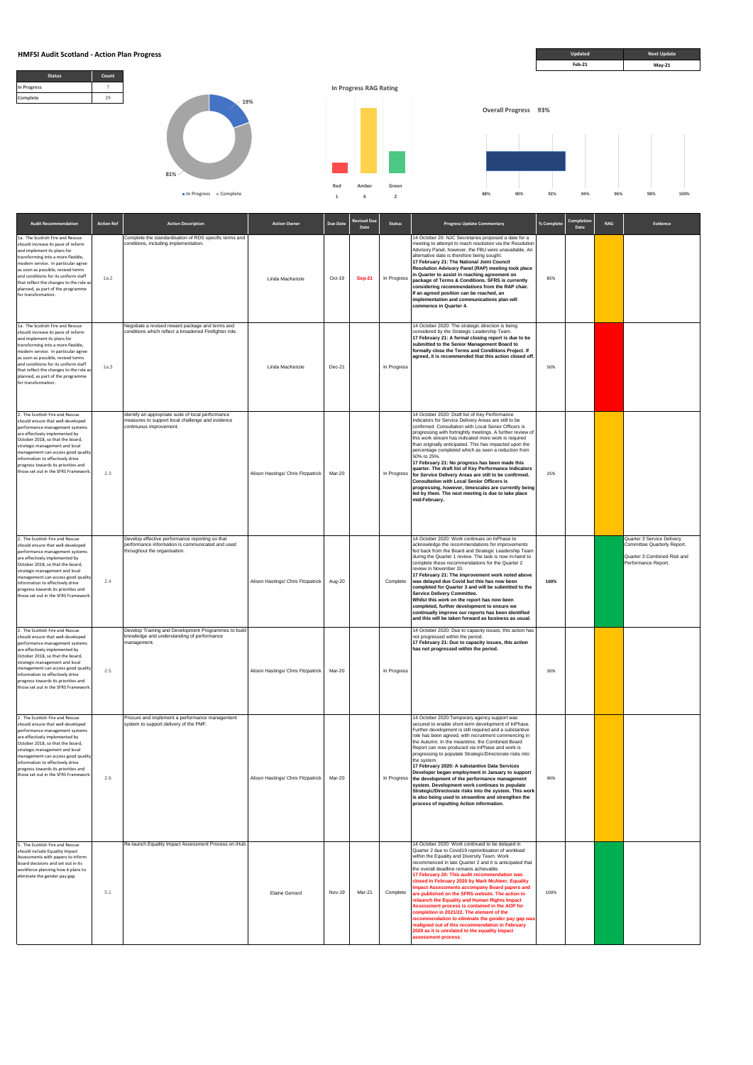# HMFSI Audit Scotland - Action Plan Progress

| Updated | Next Update |
|---|---|
| Feb-21 | May-21 |

| Status | Count |
|---|---|
| In Progress | 7 |
| Complete | 29 |

19%

81%

In Progress ■ Complete

**In Progress RAG Rating**

| Red | Amber | Green |
|---|---|---|
| 1 | 6 | 2 |

**Overall Progress 93%**

88% 90% 92% 94% 96% 98% 100%

| Audit Recommendation | Action Ref | Action Description | Action Owner | Due Date | Revised Due Date | Status | Progress Update Commentary | % Complete | Completion Date | RAG | Evidence |
|---|---|---|---|---|---|---|---|---|---|---|---|
| 1a. The Scottish Fire and Rescue should increase its pace of reform and implement its plans for transforming into a more flexible, modern service. In particular agree as soon as possible, revised terms and conditions for its uniform staff that reflect the changes to the role as planned, as part of the programme for transformation. | 1a.2 | Complete the standardisation of RDS specific terms and conditions, including implementation. | Linda MacKenzie | Oct-19 | **Sep-21** | In Progress | 14 October 20: NJC Secretaries proposed a date for a meeting to attempt to reach resolution via the Resolution Advisory Panel, however, the FBU were unavailable. An alternative date is therefore being sought. **17 February 21: The National Joint Council Resolution Advisory Panel (RAP) meeting took place in Quarter to assist in reaching agreement on package of Terms & Conditions. SFRS is currently considering recommendations from the RAP chair. If an agreed position can be reached, an implementation and communications plan will commence in Quarter 4.** | 85% | | | |
| 1a. The Scottish Fire and Rescue should increase its pace of reform and implement its plans for transforming into a more flexible, modern service. In particular agree as soon as possible, revised terms and conditions for its uniform staff that reflect the changes to the role as planned, as part of the programme for transformation. | 1a.3 | Negotiate a revised reward package and terms and conditions which reflect a broadened Firefighter role. | Linda MacKenzie | Dec-21 | | In Progress | 14 October 2020: The strategic direction is being considered by the Strategic Leadership Team. **17 February 21: A formal closing report is due to be submitted to the Senior Management Board to formally close the Terms and Conditions Project. If agreed, it is recommended that this action closed off.** | 50% | | | |
| 2. The Scottish Fire and Rescue should ensure that well-developed performance management systems are effectively implemented by October 2018, so that the board, strategic management and local management can access good quality information to effectively drive progress towards its priorities and those set out in the SFRS Framework. | 2.3 | Identify an appropriate suite of local performance measures to support local challenge and evidence continuous improvement. | Alison Hastings/ Chris Fitzpatrick | Mar-20 | | In Progress | 14 October 2020: Draft list of Key Performance Indicators for Service Delivery Areas are still to be confirmed. Consultation with Local Senior Officers is progressing with fortnightly meetings. A further review of this work stream has indicated more work is required than originally anticipated. This has impacted upon the percentage completed which as seen a reduction from 50% to 25%. **17 February 21: No progress has been made this quarter. The draft list of Key Performance Indicators for Service Delivery Areas are still to be confirmed. Consultation with Local Senior Officers is progressing, however, timescales are currently being led by them. The next meeting is due to take place mid-February.** | 25% | | | |
| 2. The Scottish Fire and Rescue should ensure that well-developed performance management systems are effectively implemented by October 2018, so that the board, strategic management and local management can access good quality information to effectively drive progress towards its priorities and those set out in the SFRS Framework. | 2.4 | Develop effective performance reporting so that performance information is communicated and used throughout the organisation. | Alison Hastings/ Chris Fitzpatrick | Aug-20 | | Complete | 14 October 2020: Work continues on InPhase to acknowledge the recommendations for improvements fed back from the Board and Strategic Leadership Team during the Quarter 1 review. The task is now in-hand to complete these recommendations for the Quarter 2 review in November 20. **17 February 21: The improvement work noted above was delayed due Covid but this has now been completed for Quarter 3 and will be submitted to the Service Delivery Committee. Whilst this work on the report has now been completed, further development to ensure we continually improve our reports has been identified and this will be taken forward as business as usual.** | **100%** | | | Quarter 3 Service Delivery Committee Quarterly Report. Quarter 3 Combined Risk and Performance Report. |
| 2. The Scottish Fire and Rescue should ensure that well-developed performance management systems are effectively implemented by October 2018, so that the board, strategic management and local management can access good quality information to effectively drive progress towards its priorities and those set out in the SFRS Framework. | 2.5 | Develop Training and Development Programmes to build knowledge and understanding of performance management. | Alison Hastings/ Chris Fitzpatrick | Mar-20 | | In Progress | 14 October 2020: Due to capacity issues, this action has not progressed within the period. **17 February 21: Due to capacity issues, this action has not progressed within the period.** | 30% | | | |
| 2. The Scottish Fire and Rescue should ensure that well-developed performance management systems are effectively implemented by October 2018, so that the board, strategic management and local management can access good quality information to effectively drive progress towards its priorities and those set out in the SFRS Framework. | 2.6 | Procure and implement a performance management system to support delivery of the PMF. | Alison Hastings/ Chris Fitzpatrick | Mar-20 | | In Progress | 14 October 2020:Temporary agency support was secured to enable short-term development of InPhase. Further development is still required and a substantive role has been agreed, with recruitment commencing in the Autumn. In the meantime, the Combined Board Report can now produced via InPhase and work is progressing to populate Strategic/Directorate risks into the system. **17 February 2020: A substantive Data Services Developer began employment in January to support the development of the performance management system. Development work continues to populate Strategic/Directorate risks into the system. This work is also being used to streamline and strengthen the process of inputting Action information.** | 90% | | | |
| 5. The Scottish Fire and Rescue should include Equality Impact Assessments with papers to inform board decisions and set out in its workforce planning how it plans to eliminate the gender pay gap. | 5.1 | Re-launch Equality Impact Assessment Process on iHub. | Elaine Gerrard | Nov-19 | Mar-21 | Complete | 14 October 2020: Work continued to be delayed in Quarter 2 due to Covid19 reprioritisation of workload within the Equality and Diversity Team. Work recommenced in late Quarter 2 and it is anticipated that the overall deadline remains achievable. **17 February 20: This audit recommendation was closed in February 2020 by Mark McAteer. Equality Impact Assessments accompany Board papers and are published on the SFRS website. The action to relaunch the Equality and Human Rights Impact Assessment process is contained in the AOP for completion in 2021/22. The element of the recommendation to eliminate the gender pay gap was realigned out of this recommendation in February 2020 as it is unrelated to the equality impact assessment process.** | 100% | | | |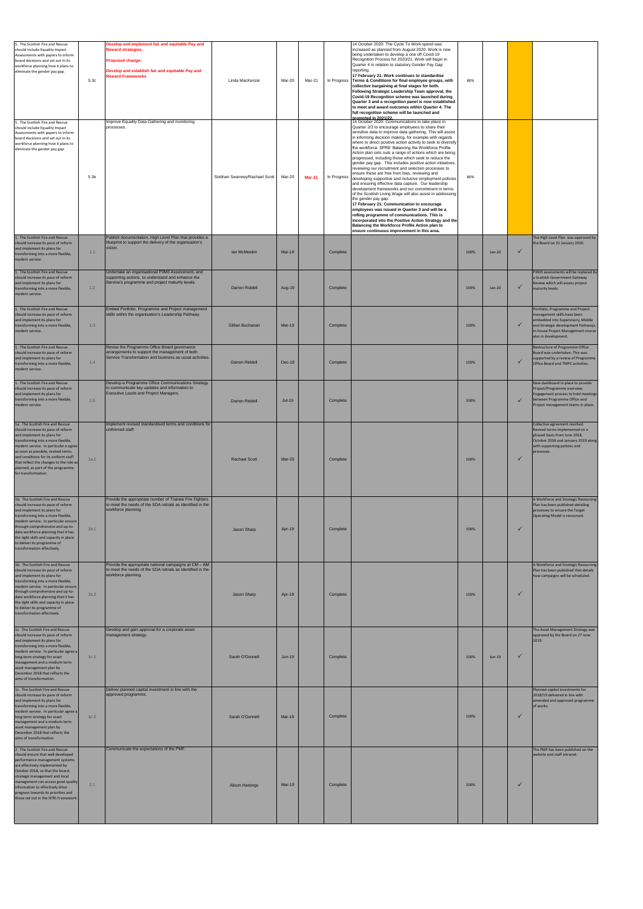| | | | | | | | | | | | |
|---|---|---|---|---|---|---|---|---|---|---|---|
| 5. The Scottish Fire and Rescue should include Equality Impact Assessments with papers to inform board decisions and set out in its workforce planning how it plans to eliminate the gender pay gap. | 5.3c | **Develop and implement fair and equitable Pay and Reward strategies.** **Proposed change:** **Develop and establish fair and equitable Pay and Reward Frameworks** | Linda MacKenzie | Mar-20 | Mar-21 | In Progress | 14 October 2020: The Cycle To Work spend was increased as planned from August 2020. Work is now being undertaken to develop a one off Covid-19 Recognition Process for 2020/21. Work will begin in Quarter 4 in relation to statutory Gender Pay Gap reporting. **17 February 21: Work continues to standardise Terms & Conditions for final employee groups, with collective bargaining at final stages for both. Following Strategic Leadership Team approval, the Covid-19 Recognition scheme was launched during Quarter 3 and a recognition panel is now established to meet and award outcomes within Quarter 4. The full recognition scheme will be launched and promoted in 2021/22.** | 80% | | | |
| 5. The Scottish Fire and Rescue should include Equality Impact Assessments with papers to inform board decisions and set out in its workforce planning how it plans to eliminate the gender pay gap. | 5.3e | Improve Equality Data Gathering and monitoring processes. | Siobhan Swanney/Rachael Scott | Mar-20 | **Mar-21** | In Progress | 14 October 2020: Communications to take place in Quarter 2/3 to encourage employees to share their sensitive data to improve data gathering. This will assist in informing decision making, for example with regards where to direct positive action activity to seek to diversify the workforce. SFRS' Balancing the Workforce Profile Action plan sets outs a range of actions which are being progressed, including those which seek to reduce the gender pay gap. This includes positive action initiatives, reviewing our recruitment and selection processes to ensure these are free from bias, reviewing and developing supportive and inclusive employment policies and ensuring effective data capture. Our leadership development frameworks and our commitment in terms of the Scottish Living Wage will also assist in addressing the gender pay gap. **17 February 21: Communication to encourage employees was issued in Quarter 3 and will be a rolling programme of communications. This is incorporated into the Positive Action Strategy and the Balancing the Workforce Profile Action plan to ensure continuous improvement in this area.** | 80% | | | |
| 1. The Scottish Fire and Rescue should increase its pace of reform and implement its plans for transforming into a more flexible, modern service. | 1.1 | Publish documentation, High Level Plan that provides a blueprint to support the delivery of the organisation's vision. | Ian McMeekin | Mar-19 | | Complete | | 100% | Jan-20 | ✓ | The High Level Plan was approved by the Board on 31 January 2020. |
| 1. The Scottish Fire and Rescue should increase its pace of reform and implement its plans for transforming into a more flexible, modern service. | 1.2 | Undertake an organisational P3M3 Assessment, and supporting actions, to understand and enhance the Service's programme and project maturity levels. | Darren Riddell | Aug-19 | | Complete | | 100% | Jan-20 | ✓ | P3M3 assessments will be replaced by a Scottish Government Gateway Review which will assess project maturity levels. |
| 1. The Scottish Fire and Rescue should increase its pace of reform and implement its plans for transforming into a more flexible, modern service. | 1.3 | Embed Portfolio, Programme and Project management skills within the organisation's Leadership Pathway. | Gillian Buchanan | Mar-19 | | Complete | | 100% | | ✓ | Portfolio, Programme and Project management skills have been embedded into Supervisory, Middle and Strategic development Pathways. In-house Project Management course also in development. |
| 1. The Scottish Fire and Rescue should increase its pace of reform and implement its plans for transforming into a more flexible, modern service. | 1.4 | Revise the Programme Office Board governance arrangements to support the management of both Service Transformation and business as usual activities. | Darren Riddell | Dec-19 | | Complete | | 100% | | ✓ | Restructure of Programme Office Board was undertaken. This was supported by a review of Programme Office Board and TMPC activities. |
| 1. The Scottish Fire and Rescue should increase its pace of reform and implement its plans for transforming into a more flexible, modern service. | 1.5 | Develop a Programme Office Communications Strategy to communicate key updates and information to Executive Leads and Project Managers. | Darren Riddell | Jul-19 | | Complete | | 100% | | ✓ | New dashboard in place to provide Project/Programme overview. Engagement process to hold meetings between Programme Office and Project management teams in place. |
| 1a. The Scottish Fire and Rescue should increase its pace of reform and implement its plans for transforming into a more flexible, modern service. In particular e agree as soon as possible, revised terms and conditions for its uniform staff that reflect the changes to the role as planned, as part of the programme for transformation. | 1a.1 | Implement revised standardised terms and conditions for uniformed staff. | Rachael Scott | Mar-20 | | Complete | | 100% | | ✓ | Collective agreement reached. Revised terms implemented on a phased basis from June 2018, October 2018 and January 2019 along with supporting policies and processes. |
| 1b. The Scottish Fire and Rescue should increase its pace of reform and implement its plans for transforming into a more flexible, modern service. In particular ensure through comprehensive and up-to-date workforce planning that it has the right skills and capacity in place to deliver its programme of transformation effectively. | 1b.1 | Provide the appropriate number of Trainee Fire Fighters to meet the needs of the SDA retirals as identified in the workforce planning. | Jason Sharp | Apr-19 | | Complete | | 100% | | ✓ | A Workforce and Strategic Resourcing Plan has been published detailing processes to ensure the Target Operating Model is resourced. |
| 1b. The Scottish Fire and Rescue should increase its pace of reform and implement its plans for transforming into a more flexible, modern service. In particular ensure through comprehensive and up-to-date workforce planning that it has the right skills and capacity in place to deliver its programme of transformation effectively. | 1b.2 | Provide the appropriate national campaigns at CM – AM to meet the needs of the SDA retirals as identified in the workforce planning. | Jason Sharp | Apr-19 | | Complete | | 100% | | ✓ | A Workforce and Strategic Resourcing Plan has been published that details how campaigns will be scheduled. |
| 1c. The Scottish Fire and Rescue should increase its pace of reform and implement its plans for transforming into a more flexible, modern service. In particular agree a long-term strategy for asset management and a medium term asset management plan by December 2018 that reflects the aims of transformation. | 1c.1 | Develop and gain approval for a corporate asset management strategy. | Sarah O'Donnell | Jun-19 | | Complete | | 100% | Jun-19 | ✓ | The Asset Management Strategy was approved by the Board on 27 June 2019. |
| 1c. The Scottish Fire and Rescue should increase its pace of reform and implement its plans for transforming into a more flexible, modern service. In particular agree a long-term strategy for asset management and a medium term asset management plan by December 2018 that reflects the aims of transformation. | 1c.2 | Deliver planned capital investment in line with the approved programme. | Sarah O'Donnell | Mar-19 | | Complete | | 100% | | ✓ | Planned capital investments for 2018/19 delivered in line with amended and approved programme of works. |
| 2. The Scottish Fire and Rescue should ensure that well-developed performance management systems are effectively implemented by October 2018, so that the board, strategic management and local management can access good quality information to effectively drive progress towards its priorities and those set out in the SFRS Framework. | 2.1 | Communicate the expectations of the PMF. | Alison Hastings | Mar-19 | | Complete | | 100% | | ✓ | The PMF has been published on the website and staff intranet. |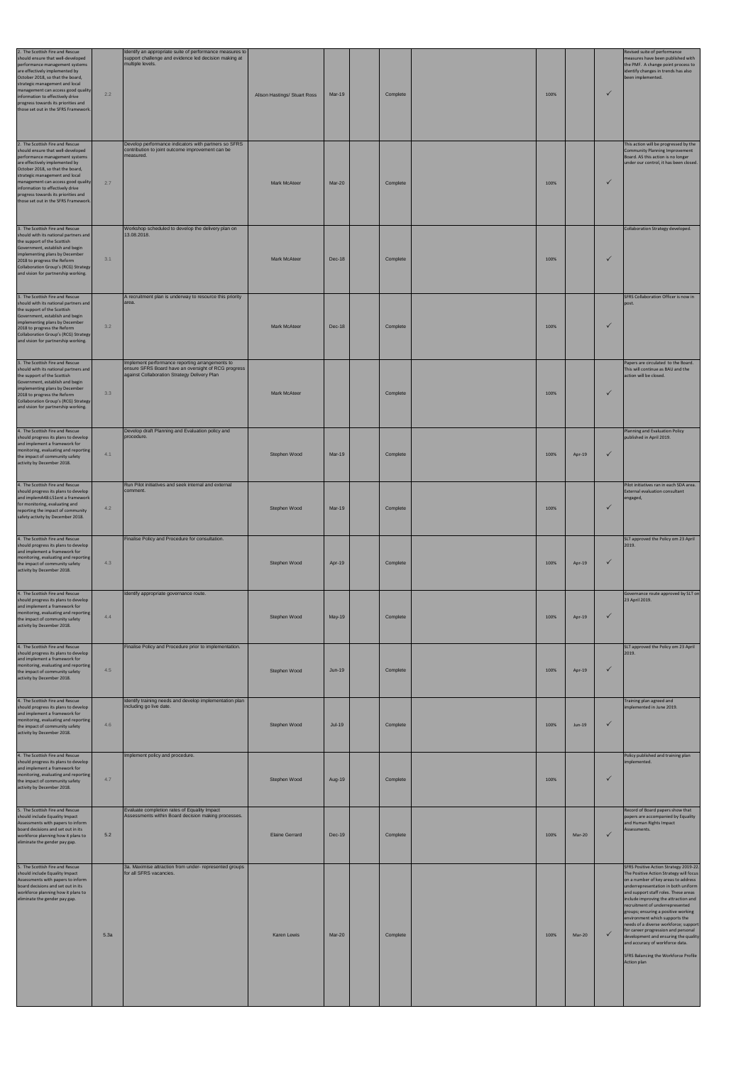| | | | | | | | | | | | | |
|---|---|---|---|---|---|---|---|---|---|---|---|---|
| 2. The Scottish Fire and Rescue should ensure that well-developed performance management systems are effectively implemented by October 2018, so that the board, strategic management and local management can access good quality information to effectively drive progress towards its priorities and those set out in the SFRS Framework. | 2.2 | Identify an appropriate suite of performance measures to support challenge and evidence led decision making at multiple levels. | Alison Hastings/ Stuart Ross | Mar-19 | | Complete | | 100% | | ✓ | Revised suite of performance measures have been published with the PMF. A change point process to identify changes in trends has also been implemented. |
| 2. The Scottish Fire and Rescue should ensure that well-developed performance management systems are effectively implemented by October 2018, so that the board, strategic management and local management can access good quality information to effectively drive progress towards its priorities and those set out in the SFRS Framework. | 2.7 | Develop performance indicators with partners so SFRS contribution to joint outcome improvement can be measured. | Mark McAteer | Mar-20 | | Complete | | 100% | | ✓ | This action will be progressed by the Community Planning Improvement Board. AS this action is no longer under our control, it has been closed. |
| 3. The Scottish Fire and Rescue should with its national partners and the support of the Scottish Government, establish and begin implementing plans by December 2018 to progress the Reform Collaboration Group's (RCG) Strategy and vision for partnership working. | 3.1 | Workshop scheduled to develop the delivery plan on 13.08.2018. | Mark McAteer | Dec-18 | | Complete | | 100% | | ✓ | Collaboration Strategy developed. |
| 3. The Scottish Fire and Rescue should with its national partners and the support of the Scottish Government, establish and begin implementing plans by December 2018 to progress the Reform Collaboration Group's (RCG) Strategy and vision for partnership working. | 3.2 | A recruitment plan is underway to resource this priority area. | Mark McAteer | Dec-18 | | Complete | | 100% | | ✓ | SFRS Collaboration Officer is now in post. |
| 3. The Scottish Fire and Rescue should with its national partners and the support of the Scottish Government, establish and begin implementing plans by December 2018 to progress the Reform Collaboration Group's (RCG) Strategy and vision for partnership working. | 3.3 | Implement performance reporting arrangements to ensure SFRS Board have an oversight of RCG progress against Collaboration Strategy Delivery Plan | Mark McAteer | | | Complete | | 100% | | ✓ | Papers are circulated to the Board. This will continue as BAU and the action will be closed. |
| 4. The Scottish Fire and Rescue should progress its plans to develop and implement a framework for monitoring, evaluating and reporting the impact of community safety activity by December 2018. | 4.1 | Develop draft Planning and Evaluation policy and procedure. | Stephen Wood | Mar-19 | | Complete | | 100% | Apr-19 | ✓ | Planning and Evaluation Policy published in April 2019. |
| 4. The Scottish Fire and Rescue should progress its plans to develop and implemA48:L51ent a framework for monitoring, evaluating and reporting the impact of community safety activity by December 2018. | 4.2 | Run Pilot initiatives and seek internal and external comment. | Stephen Wood | Mar-19 | | Complete | | 100% | | ✓ | Pilot initiatives ran in each SDA area. External evaluation consultant engaged, |
| 4. The Scottish Fire and Rescue should progress its plans to develop and implement a framework for monitoring, evaluating and reporting the impact of community safety activity by December 2018. | 4.3 | Finalise Policy and Procedure for consultation. | Stephen Wood | Apr-19 | | Complete | | 100% | Apr-19 | ✓ | SLT approved the Policy om 23 April 2019. |
| 4. The Scottish Fire and Rescue should progress its plans to develop and implement a framework for monitoring, evaluating and reporting the impact of community safety activity by December 2018. | 4.4 | Identify appropriate governance route. | Stephen Wood | May-19 | | Complete | | 100% | Apr-19 | ✓ | Governance route approved by SLT on 23 April 2019. |
| 4. The Scottish Fire and Rescue should progress its plans to develop and implement a framework for monitoring, evaluating and reporting the impact of community safety activity by December 2018. | 4.5 | Finalise Policy and Procedure prior to implementation. | Stephen Wood | Jun-19 | | Complete | | 100% | Apr-19 | ✓ | SLT approved the Policy om 23 April 2019. |
| 4. The Scottish Fire and Rescue should progress its plans to develop and implement a framework for monitoring, evaluating and reporting the impact of community safety activity by December 2018. | 4.6 | Identify training needs and develop implementation plan including go live date. | Stephen Wood | Jul-19 | | Complete | | 100% | Jun-19 | ✓ | Training plan agreed and implemented in June 2019. |
| 4. The Scottish Fire and Rescue should progress its plans to develop and implement a framework for monitoring, evaluating and reporting the impact of community safety activity by December 2018. | 4.7 | Implement policy and procedure. | Stephen Wood | Aug-19 | | Complete | | 100% | | ✓ | Policy published and training plan implemented. |
| 5. The Scottish Fire and Rescue should include Equality Impact Assessments with papers to inform board decisions and set out in its workforce planning how it plans to eliminate the gender pay gap. | 5.2 | Evaluate completion rates of Equality Impact Assessments within Board decision making processes. | Elaine Gerrard | Dec-19 | | Complete | | 100% | Mar-20 | ✓ | Record of Board papers show that papers are accompanied by Equality and Human Rights Impact Assessments. |
| 5. The Scottish Fire and Rescue should include Equality Impact Assessments with papers to inform board decisions and set out in its workforce planning how it plans to eliminate the gender pay gap. | 5.3a | 3a. Maximise attraction from under- represented groups for all SFRS vacancies. | Karen Lewis | Mar-20 | | Complete | | 100% | Mar-20 | ✓ | SFRS Positive Action Strategy 2019-22. The Positive Action Strategy will focus on a number of key areas to address underrepresentation in both uniform and support staff roles. These areas include improving the attraction and recruitment of underrepresented groups; ensuring a positive working environment which supports the needs of a diverse workforce; support for career progression and personal development and ensuring the quality and accuracy of workforce data. SFRS Balancing the Workforce Profile Action plan |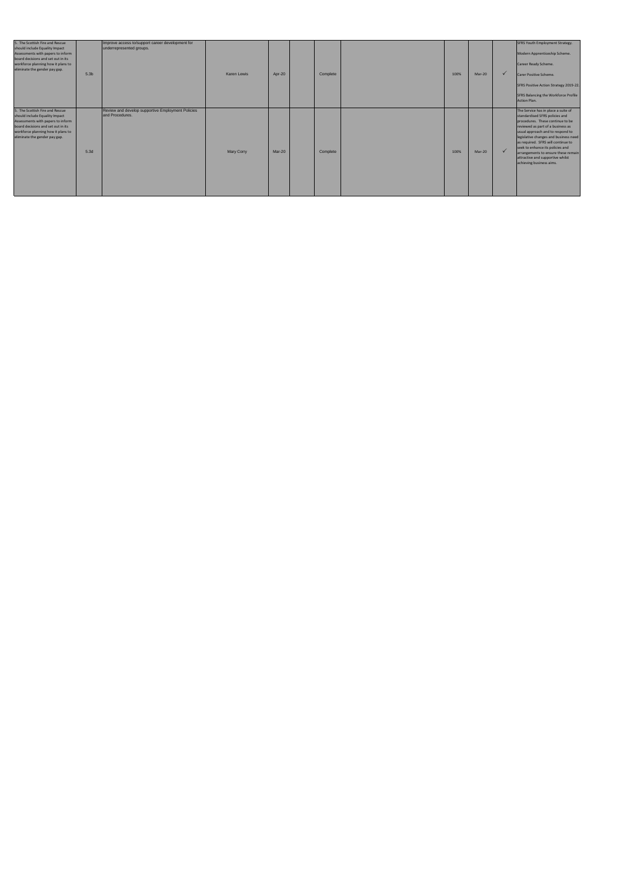| | | | | | | | | | | | |
|---|---|---|---|---|---|---|---|---|---|---|---|
| 5. The Scottish Fire and Rescue should include Equality Impact Assessments with papers to inform board decisions and set out in its workforce planning how it plans to eliminate the gender pay gap. | 5.3b | Improve access to/support career development for underrepresented groups. | Karen Lewis | Apr-20 | | Complete | | 100% | Mar-20 | ✓ | SFRS Youth Employment Strategy.<br><br>Modern Apprenticeship Scheme.<br><br>Career Ready Scheme.<br><br>Carer Positive Scheme.<br><br>SFRS Positive Action Strategy 2019-22.<br><br>SFRS Balancing the Workforce Profile Action Plan. |
| 5. The Scottish Fire and Rescue should include Equality Impact Assessments with papers to inform board decisions and set out in its workforce planning how it plans to eliminate the gender pay gap. | 5.3d | Review and develop supportive Employment Policies and Procedures. | Mary Corry | Mar-20 | | Complete | | 100% | Mar-20 | ✓ | The Service has in place a suite of standardised SFRS policies and procedures. These continue to be reviewed as part of a business as usual approach and to respond to legislative changes and business need as required. SFRS will continue to seek to enhance its policies and arrangements to ensure these remain attractive and supportive whilst achieving business aims. |